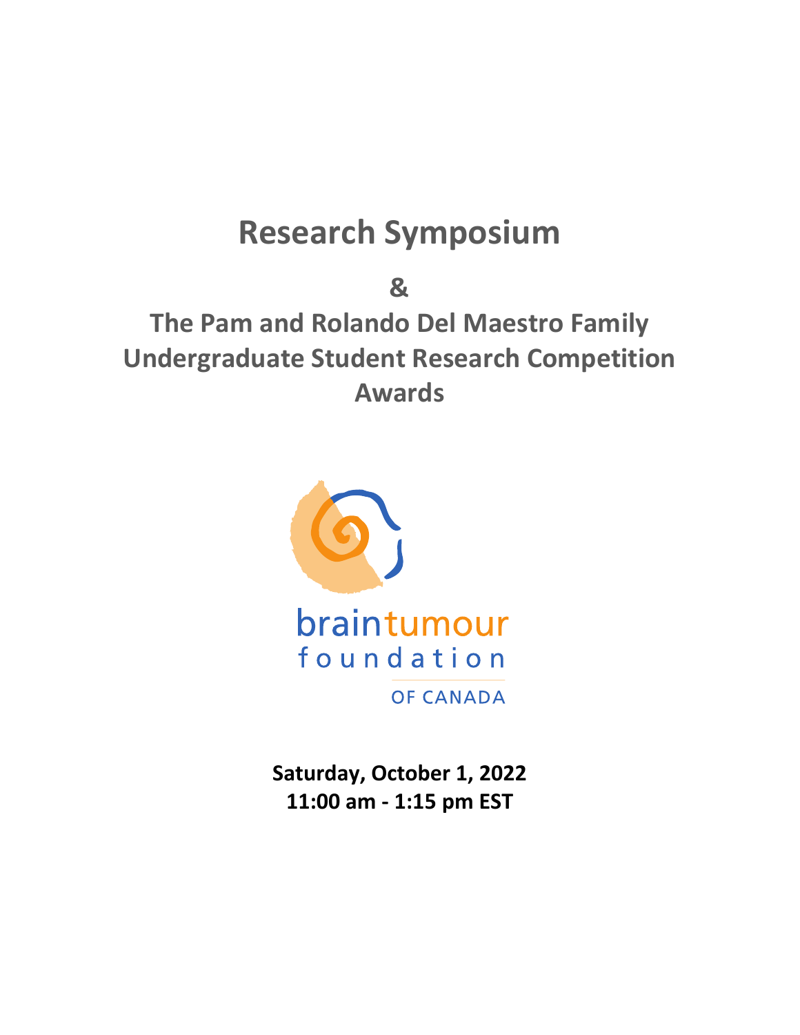# Research Symposium

## &

## The Pam and Rolando Del Maestro Family Undergraduate Student Research Competition Awards

braintumour foundation OF CANADA

**Saturday, October 1, 2022**
**11:00 am - 1:15 pm EST**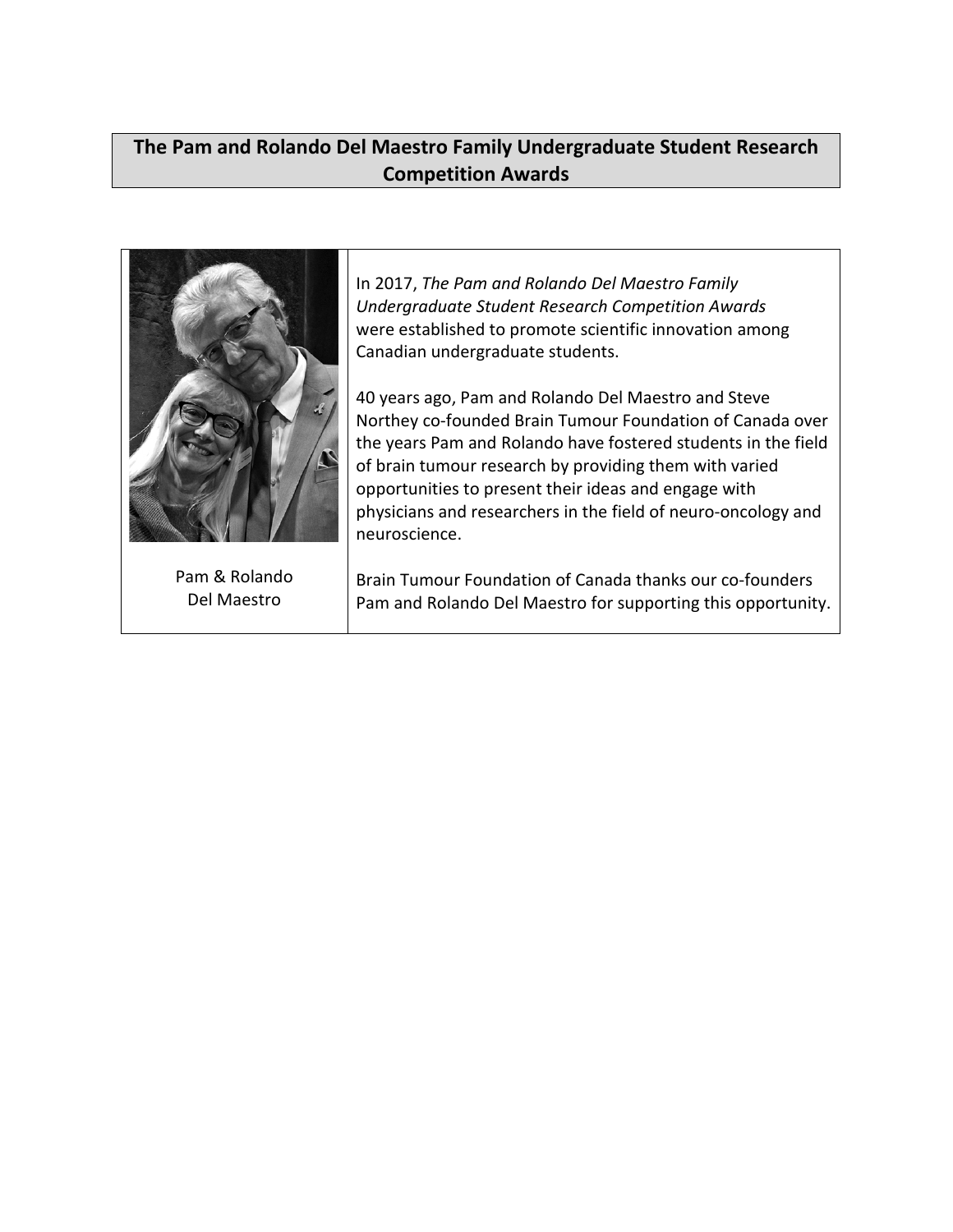## The Pam and Rolando Del Maestro Family Undergraduate Student Research Competition Awards

Pam & Rolando Del Maestro

In 2017, *The Pam and Rolando Del Maestro Family Undergraduate Student Research Competition Awards* were established to promote scientific innovation among Canadian undergraduate students.

40 years ago, Pam and Rolando Del Maestro and Steve Northey co-founded Brain Tumour Foundation of Canada over the years Pam and Rolando have fostered students in the field of brain tumour research by providing them with varied opportunities to present their ideas and engage with physicians and researchers in the field of neuro-oncology and neuroscience.

Brain Tumour Foundation of Canada thanks our co-founders Pam and Rolando Del Maestro for supporting this opportunity.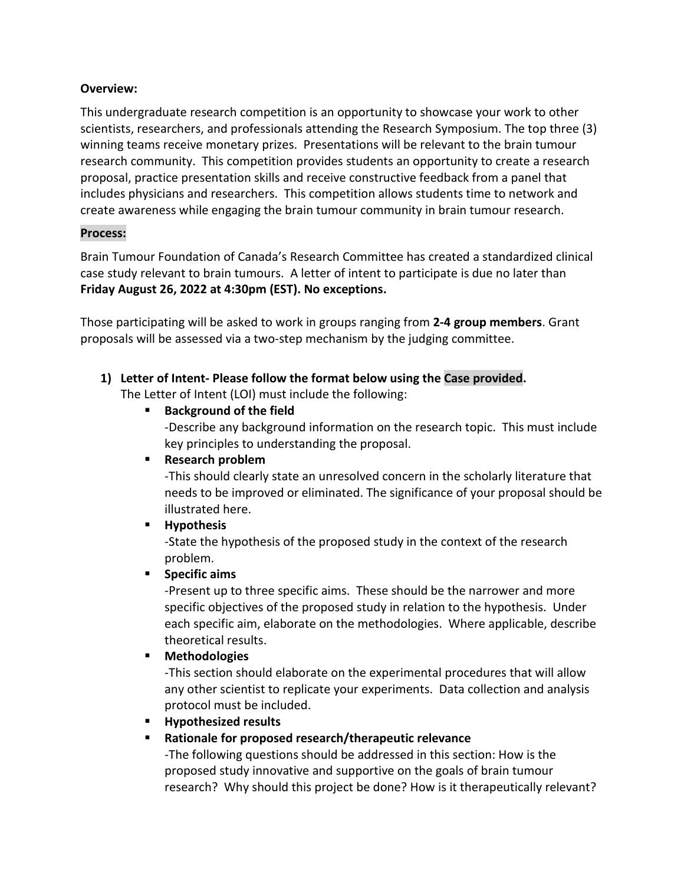**Overview:**

This undergraduate research competition is an opportunity to showcase your work to other scientists, researchers, and professionals attending the Research Symposium. The top three (3) winning teams receive monetary prizes. Presentations will be relevant to the brain tumour research community. This competition provides students an opportunity to create a research proposal, practice presentation skills and receive constructive feedback from a panel that includes physicians and researchers. This competition allows students time to network and create awareness while engaging the brain tumour community in brain tumour research.

**Process:**

Brain Tumour Foundation of Canada's Research Committee has created a standardized clinical case study relevant to brain tumours. A letter of intent to participate is due no later than **Friday August 26, 2022 at 4:30pm (EST). No exceptions.**

Those participating will be asked to work in groups ranging from **2-4 group members**. Grant proposals will be assessed via a two-step mechanism by the judging committee.

1) **Letter of Intent- Please follow the format below using the Case provided.**
   The Letter of Intent (LOI) must include the following:
   - **Background of the field**
     -Describe any background information on the research topic. This must include key principles to understanding the proposal.
   - **Research problem**
     -This should clearly state an unresolved concern in the scholarly literature that needs to be improved or eliminated. The significance of your proposal should be illustrated here.
   - **Hypothesis**
     -State the hypothesis of the proposed study in the context of the research problem.
   - **Specific aims**
     -Present up to three specific aims. These should be the narrower and more specific objectives of the proposed study in relation to the hypothesis. Under each specific aim, elaborate on the methodologies. Where applicable, describe theoretical results.
   - **Methodologies**
     -This section should elaborate on the experimental procedures that will allow any other scientist to replicate your experiments. Data collection and analysis protocol must be included.
   - **Hypothesized results**
   - **Rationale for proposed research/therapeutic relevance**
     -The following questions should be addressed in this section: How is the proposed study innovative and supportive on the goals of brain tumour research? Why should this project be done? How is it therapeutically relevant?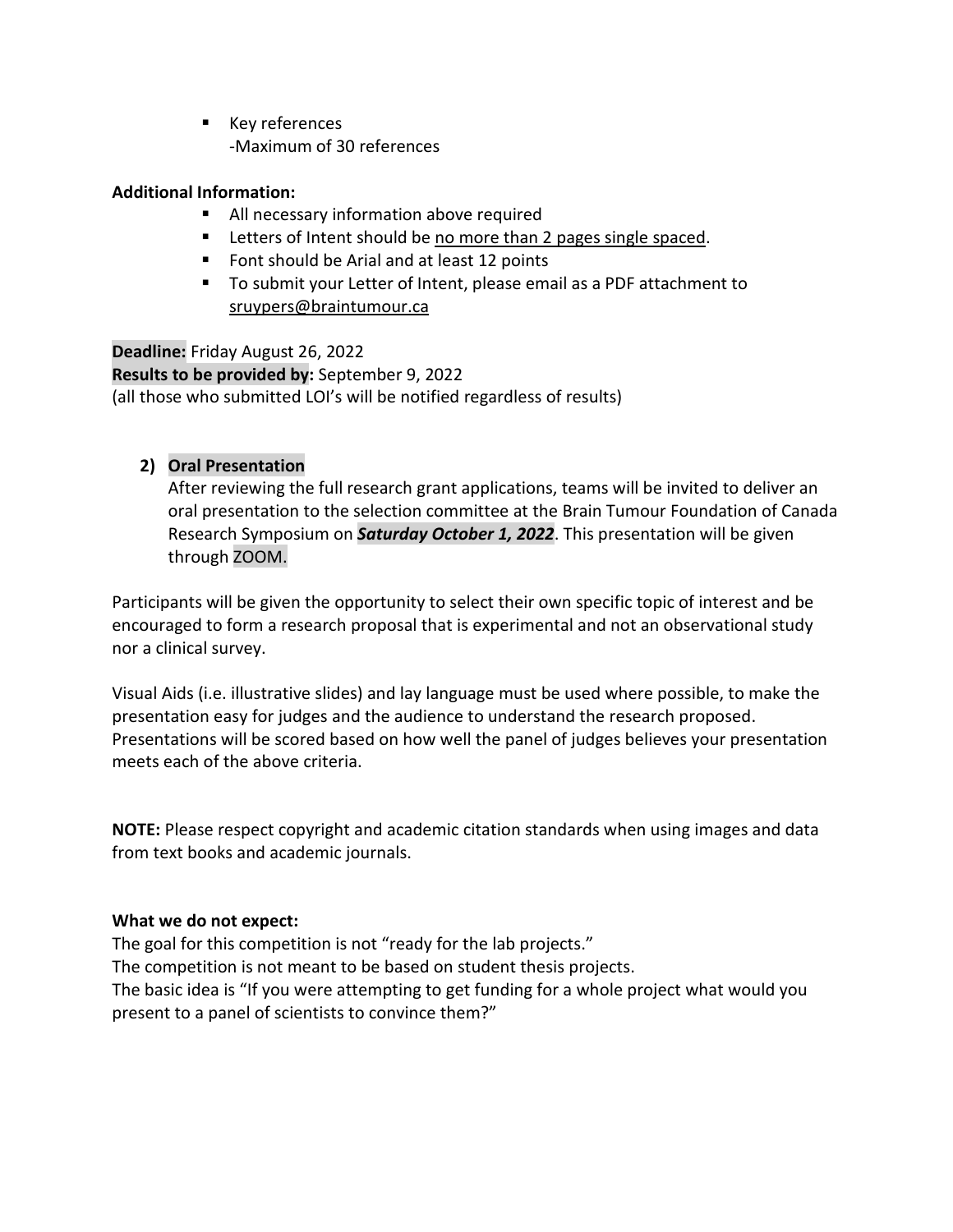- Key references
  -Maximum of 30 references

**Additional Information:**

- All necessary information above required
- Letters of Intent should be no more than 2 pages single spaced.
- Font should be Arial and at least 12 points
- To submit your Letter of Intent, please email as a PDF attachment to sruypers@braintumour.ca

**Deadline:** Friday August 26, 2022
**Results to be provided by:** September 9, 2022
(all those who submitted LOI's will be notified regardless of results)

2) **Oral Presentation**
   After reviewing the full research grant applications, teams will be invited to deliver an oral presentation to the selection committee at the Brain Tumour Foundation of Canada Research Symposium on ***Saturday October 1, 2022***. This presentation will be given through ZOOM.

Participants will be given the opportunity to select their own specific topic of interest and be encouraged to form a research proposal that is experimental and not an observational study nor a clinical survey.

Visual Aids (i.e. illustrative slides) and lay language must be used where possible, to make the presentation easy for judges and the audience to understand the research proposed. Presentations will be scored based on how well the panel of judges believes your presentation meets each of the above criteria.

**NOTE:** Please respect copyright and academic citation standards when using images and data from text books and academic journals.

**What we do not expect:**
The goal for this competition is not "ready for the lab projects."
The competition is not meant to be based on student thesis projects.
The basic idea is "If you were attempting to get funding for a whole project what would you present to a panel of scientists to convince them?"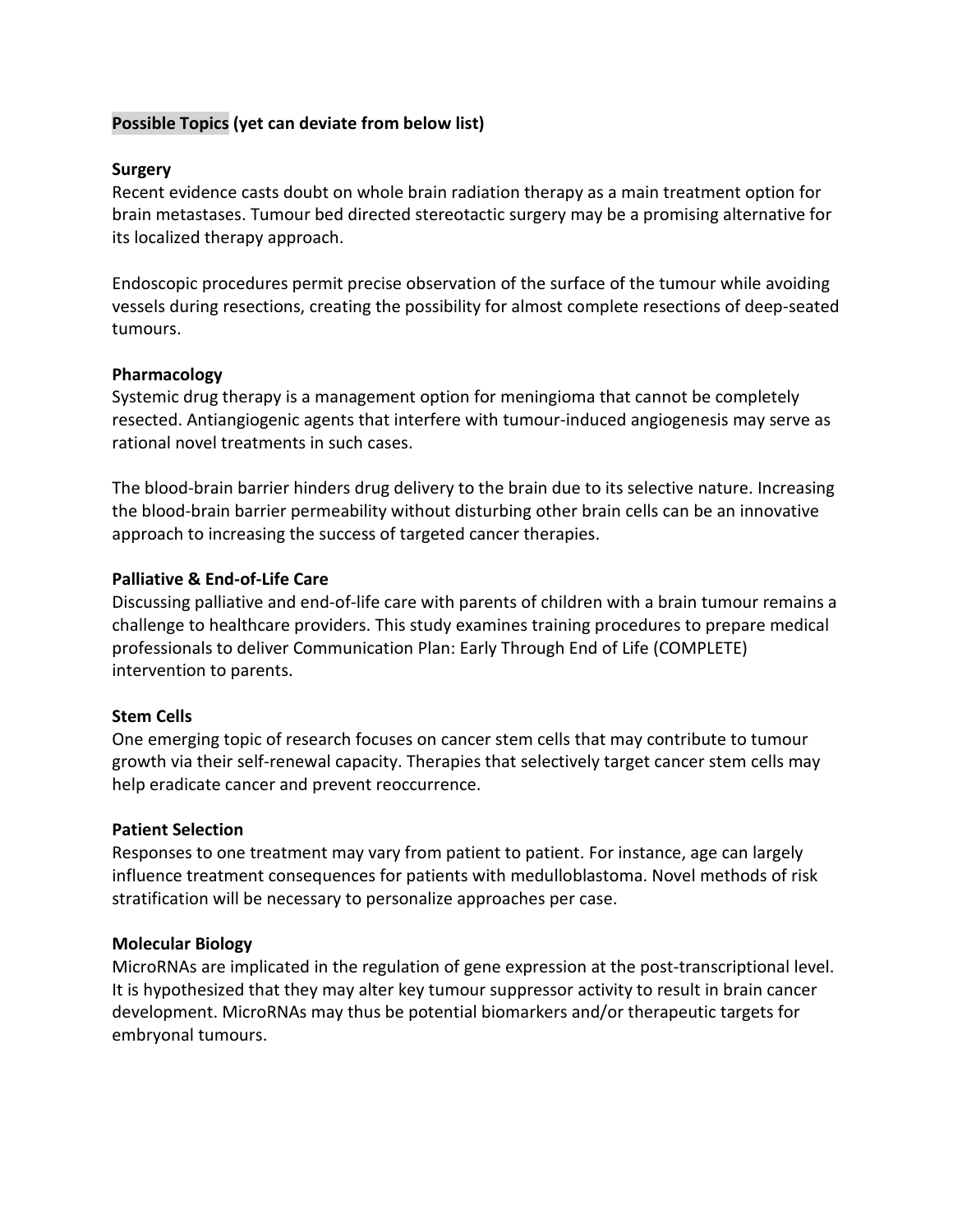**Possible Topics (yet can deviate from below list)**

**Surgery**

Recent evidence casts doubt on whole brain radiation therapy as a main treatment option for brain metastases. Tumour bed directed stereotactic surgery may be a promising alternative for its localized therapy approach.

Endoscopic procedures permit precise observation of the surface of the tumour while avoiding vessels during resections, creating the possibility for almost complete resections of deep-seated tumours.

**Pharmacology**

Systemic drug therapy is a management option for meningioma that cannot be completely resected. Antiangiogenic agents that interfere with tumour-induced angiogenesis may serve as rational novel treatments in such cases.

The blood-brain barrier hinders drug delivery to the brain due to its selective nature. Increasing the blood-brain barrier permeability without disturbing other brain cells can be an innovative approach to increasing the success of targeted cancer therapies.

**Palliative & End-of-Life Care**

Discussing palliative and end-of-life care with parents of children with a brain tumour remains a challenge to healthcare providers. This study examines training procedures to prepare medical professionals to deliver Communication Plan: Early Through End of Life (COMPLETE) intervention to parents.

**Stem Cells**

One emerging topic of research focuses on cancer stem cells that may contribute to tumour growth via their self-renewal capacity. Therapies that selectively target cancer stem cells may help eradicate cancer and prevent reoccurrence.

**Patient Selection**

Responses to one treatment may vary from patient to patient. For instance, age can largely influence treatment consequences for patients with medulloblastoma. Novel methods of risk stratification will be necessary to personalize approaches per case.

**Molecular Biology**

MicroRNAs are implicated in the regulation of gene expression at the post-transcriptional level. It is hypothesized that they may alter key tumour suppressor activity to result in brain cancer development. MicroRNAs may thus be potential biomarkers and/or therapeutic targets for embryonal tumours.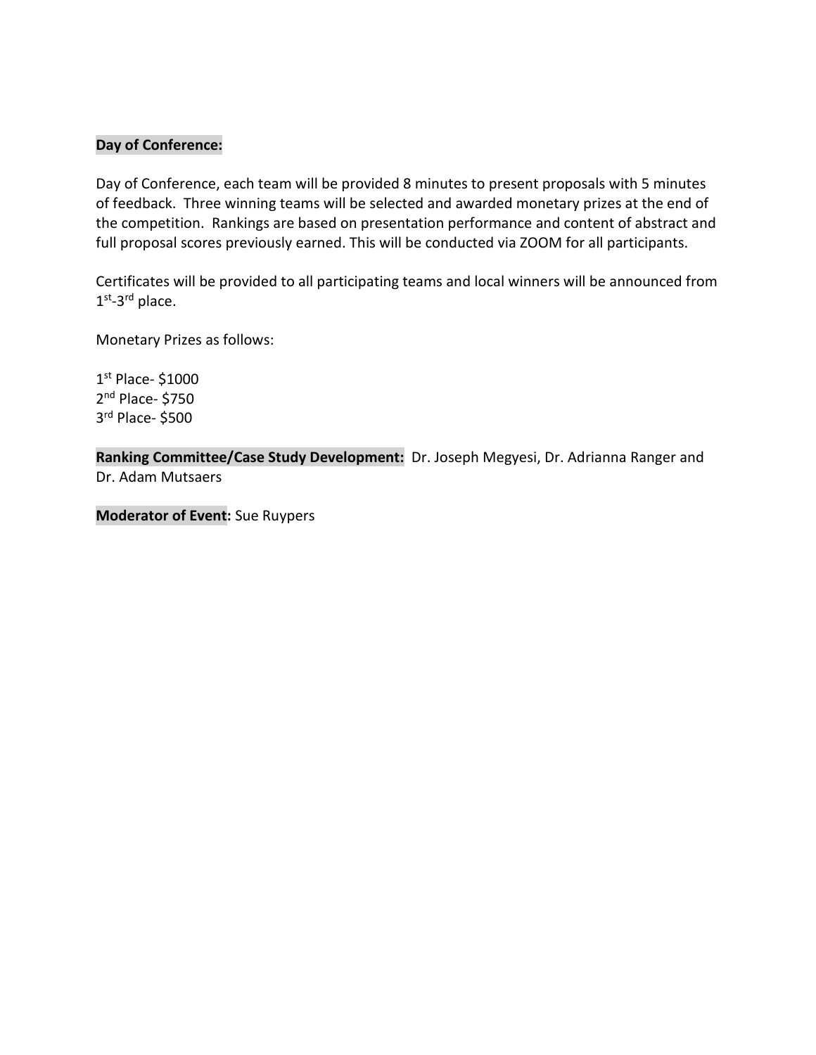**Day of Conference:**

Day of Conference, each team will be provided 8 minutes to present proposals with 5 minutes of feedback. Three winning teams will be selected and awarded monetary prizes at the end of the competition. Rankings are based on presentation performance and content of abstract and full proposal scores previously earned. This will be conducted via ZOOM for all participants.

Certificates will be provided to all participating teams and local winners will be announced from 1st-3rd place.

Monetary Prizes as follows:

1st Place- $1000
2nd Place- $750
3rd Place- $500

**Ranking Committee/Case Study Development:** Dr. Joseph Megyesi, Dr. Adrianna Ranger and Dr. Adam Mutsaers

**Moderator of Event:** Sue Ruypers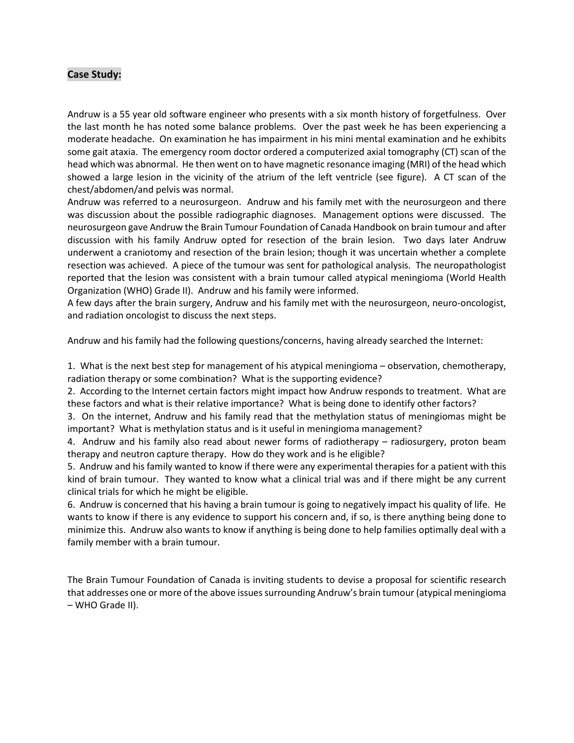## Case Study:

Andruw is a 55 year old software engineer who presents with a six month history of forgetfulness. Over the last month he has noted some balance problems. Over the past week he has been experiencing a moderate headache. On examination he has impairment in his mini mental examination and he exhibits some gait ataxia. The emergency room doctor ordered a computerized axial tomography (CT) scan of the head which was abnormal. He then went on to have magnetic resonance imaging (MRI) of the head which showed a large lesion in the vicinity of the atrium of the left ventricle (see figure). A CT scan of the chest/abdomen/and pelvis was normal.

Andruw was referred to a neurosurgeon. Andruw and his family met with the neurosurgeon and there was discussion about the possible radiographic diagnoses. Management options were discussed. The neurosurgeon gave Andruw the Brain Tumour Foundation of Canada Handbook on brain tumour and after discussion with his family Andruw opted for resection of the brain lesion. Two days later Andruw underwent a craniotomy and resection of the brain lesion; though it was uncertain whether a complete resection was achieved. A piece of the tumour was sent for pathological analysis. The neuropathologist reported that the lesion was consistent with a brain tumour called atypical meningioma (World Health Organization (WHO) Grade II). Andruw and his family were informed.

A few days after the brain surgery, Andruw and his family met with the neurosurgeon, neuro-oncologist, and radiation oncologist to discuss the next steps.

Andruw and his family had the following questions/concerns, having already searched the Internet:

1. What is the next best step for management of his atypical meningioma – observation, chemotherapy, radiation therapy or some combination? What is the supporting evidence?
2. According to the Internet certain factors might impact how Andruw responds to treatment. What are these factors and what is their relative importance? What is being done to identify other factors?
3. On the internet, Andruw and his family read that the methylation status of meningiomas might be important? What is methylation status and is it useful in meningioma management?
4. Andruw and his family also read about newer forms of radiotherapy – radiosurgery, proton beam therapy and neutron capture therapy. How do they work and is he eligible?
5. Andruw and his family wanted to know if there were any experimental therapies for a patient with this kind of brain tumour. They wanted to know what a clinical trial was and if there might be any current clinical trials for which he might be eligible.
6. Andruw is concerned that his having a brain tumour is going to negatively impact his quality of life. He wants to know if there is any evidence to support his concern and, if so, is there anything being done to minimize this. Andruw also wants to know if anything is being done to help families optimally deal with a family member with a brain tumour.

The Brain Tumour Foundation of Canada is inviting students to devise a proposal for scientific research that addresses one or more of the above issues surrounding Andruw's brain tumour (atypical meningioma – WHO Grade II).